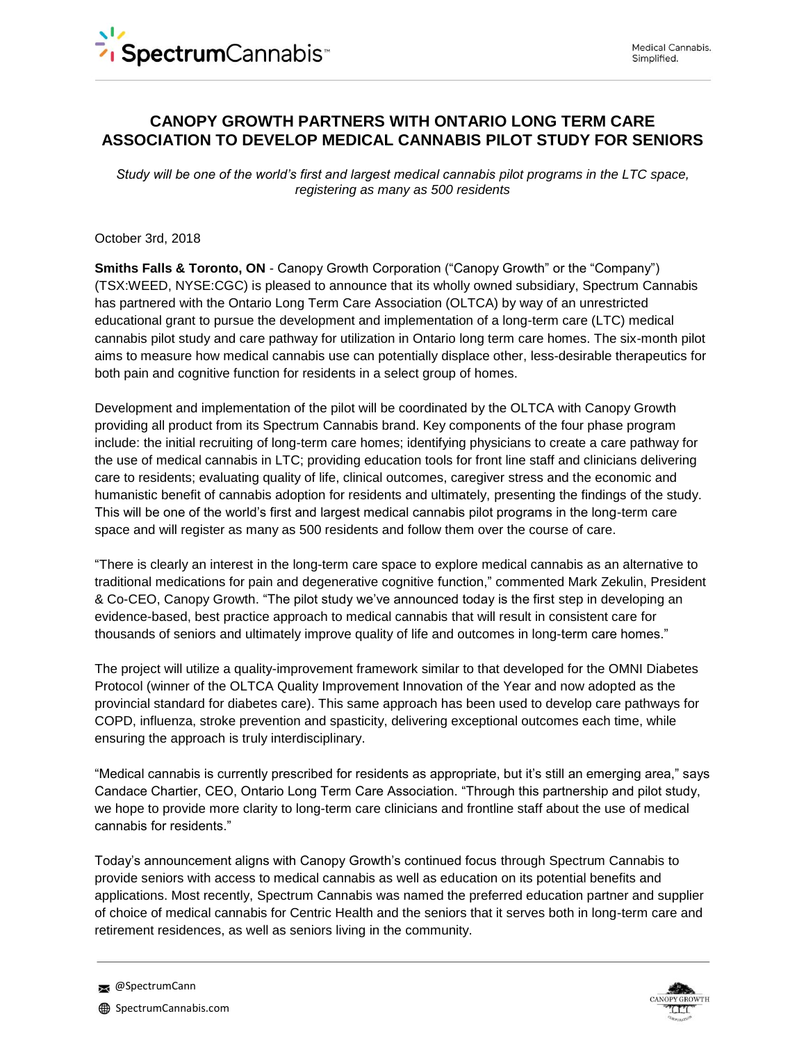# CANOPY GROWTH PARTNERS WITH ONTARIO LONG TERM CARE ASSOCIATION TO DEVELOP MEDICAL CANNABIS PILOT STUDY FOR SENIORS

*Study will be one of the world's first and largest medical cannabis pilot programs in the LTC space, registering as many as 500 residents*

October 3rd, 2018

**Smiths Falls & Toronto, ON** - Canopy Growth Corporation ("Canopy Growth" or the "Company") (TSX:WEED, NYSE:CGC) is pleased to announce that its wholly owned subsidiary, Spectrum Cannabis has partnered with the Ontario Long Term Care Association (OLTCA) by way of an unrestricted educational grant to pursue the development and implementation of a long-term care (LTC) medical cannabis pilot study and care pathway for utilization in Ontario long term care homes. The six-month pilot aims to measure how medical cannabis use can potentially displace other, less-desirable therapeutics for both pain and cognitive function for residents in a select group of homes.

Development and implementation of the pilot will be coordinated by the OLTCA with Canopy Growth providing all product from its Spectrum Cannabis brand. Key components of the four phase program include: the initial recruiting of long-term care homes; identifying physicians to create a care pathway for the use of medical cannabis in LTC; providing education tools for front line staff and clinicians delivering care to residents; evaluating quality of life, clinical outcomes, caregiver stress and the economic and humanistic benefit of cannabis adoption for residents and ultimately, presenting the findings of the study. This will be one of the world's first and largest medical cannabis pilot programs in the long-term care space and will register as many as 500 residents and follow them over the course of care.

"There is clearly an interest in the long-term care space to explore medical cannabis as an alternative to traditional medications for pain and degenerative cognitive function," commented Mark Zekulin, President & Co-CEO, Canopy Growth. "The pilot study we've announced today is the first step in developing an evidence-based, best practice approach to medical cannabis that will result in consistent care for thousands of seniors and ultimately improve quality of life and outcomes in long-term care homes."

The project will utilize a quality-improvement framework similar to that developed for the OMNI Diabetes Protocol (winner of the OLTCA Quality Improvement Innovation of the Year and now adopted as the provincial standard for diabetes care). This same approach has been used to develop care pathways for COPD, influenza, stroke prevention and spasticity, delivering exceptional outcomes each time, while ensuring the approach is truly interdisciplinary.

"Medical cannabis is currently prescribed for residents as appropriate, but it's still an emerging area," says Candace Chartier, CEO, Ontario Long Term Care Association. "Through this partnership and pilot study, we hope to provide more clarity to long-term care clinicians and frontline staff about the use of medical cannabis for residents."

Today's announcement aligns with Canopy Growth's continued focus through Spectrum Cannabis to provide seniors with access to medical cannabis as well as education on its potential benefits and applications. Most recently, Spectrum Cannabis was named the preferred education partner and supplier of choice of medical cannabis for Centric Health and the seniors that it serves both in long-term care and retirement residences, as well as seniors living in the community.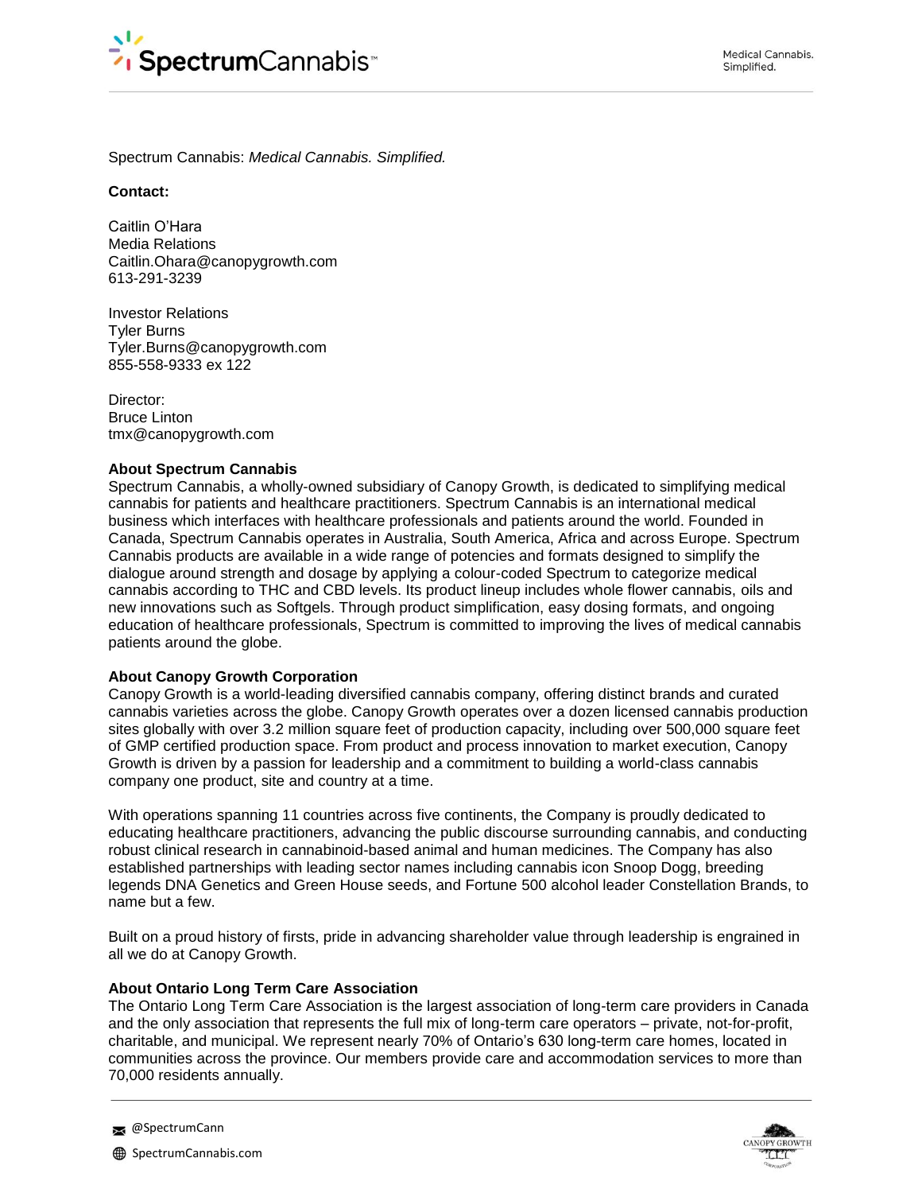Spectrum Cannabis: *Medical Cannabis. Simplified.*

**Contact:**

Caitlin O'Hara
Media Relations
Caitlin.Ohara@canopygrowth.com
613-291-3239

Investor Relations
Tyler Burns
Tyler.Burns@canopygrowth.com
855-558-9333 ex 122

Director:
Bruce Linton
tmx@canopygrowth.com

**About Spectrum Cannabis**

Spectrum Cannabis, a wholly-owned subsidiary of Canopy Growth, is dedicated to simplifying medical cannabis for patients and healthcare practitioners. Spectrum Cannabis is an international medical business which interfaces with healthcare professionals and patients around the world. Founded in Canada, Spectrum Cannabis operates in Australia, South America, Africa and across Europe. Spectrum Cannabis products are available in a wide range of potencies and formats designed to simplify the dialogue around strength and dosage by applying a colour-coded Spectrum to categorize medical cannabis according to THC and CBD levels. Its product lineup includes whole flower cannabis, oils and new innovations such as Softgels. Through product simplification, easy dosing formats, and ongoing education of healthcare professionals, Spectrum is committed to improving the lives of medical cannabis patients around the globe.

**About Canopy Growth Corporation**

Canopy Growth is a world-leading diversified cannabis company, offering distinct brands and curated cannabis varieties across the globe. Canopy Growth operates over a dozen licensed cannabis production sites globally with over 3.2 million square feet of production capacity, including over 500,000 square feet of GMP certified production space. From product and process innovation to market execution, Canopy Growth is driven by a passion for leadership and a commitment to building a world-class cannabis company one product, site and country at a time.

With operations spanning 11 countries across five continents, the Company is proudly dedicated to educating healthcare practitioners, advancing the public discourse surrounding cannabis, and conducting robust clinical research in cannabinoid-based animal and human medicines. The Company has also established partnerships with leading sector names including cannabis icon Snoop Dogg, breeding legends DNA Genetics and Green House seeds, and Fortune 500 alcohol leader Constellation Brands, to name but a few.

Built on a proud history of firsts, pride in advancing shareholder value through leadership is engrained in all we do at Canopy Growth.

**About Ontario Long Term Care Association**

The Ontario Long Term Care Association is the largest association of long-term care providers in Canada and the only association that represents the full mix of long-term care operators – private, not-for-profit, charitable, and municipal. We represent nearly 70% of Ontario's 630 long-term care homes, located in communities across the province. Our members provide care and accommodation services to more than 70,000 residents annually.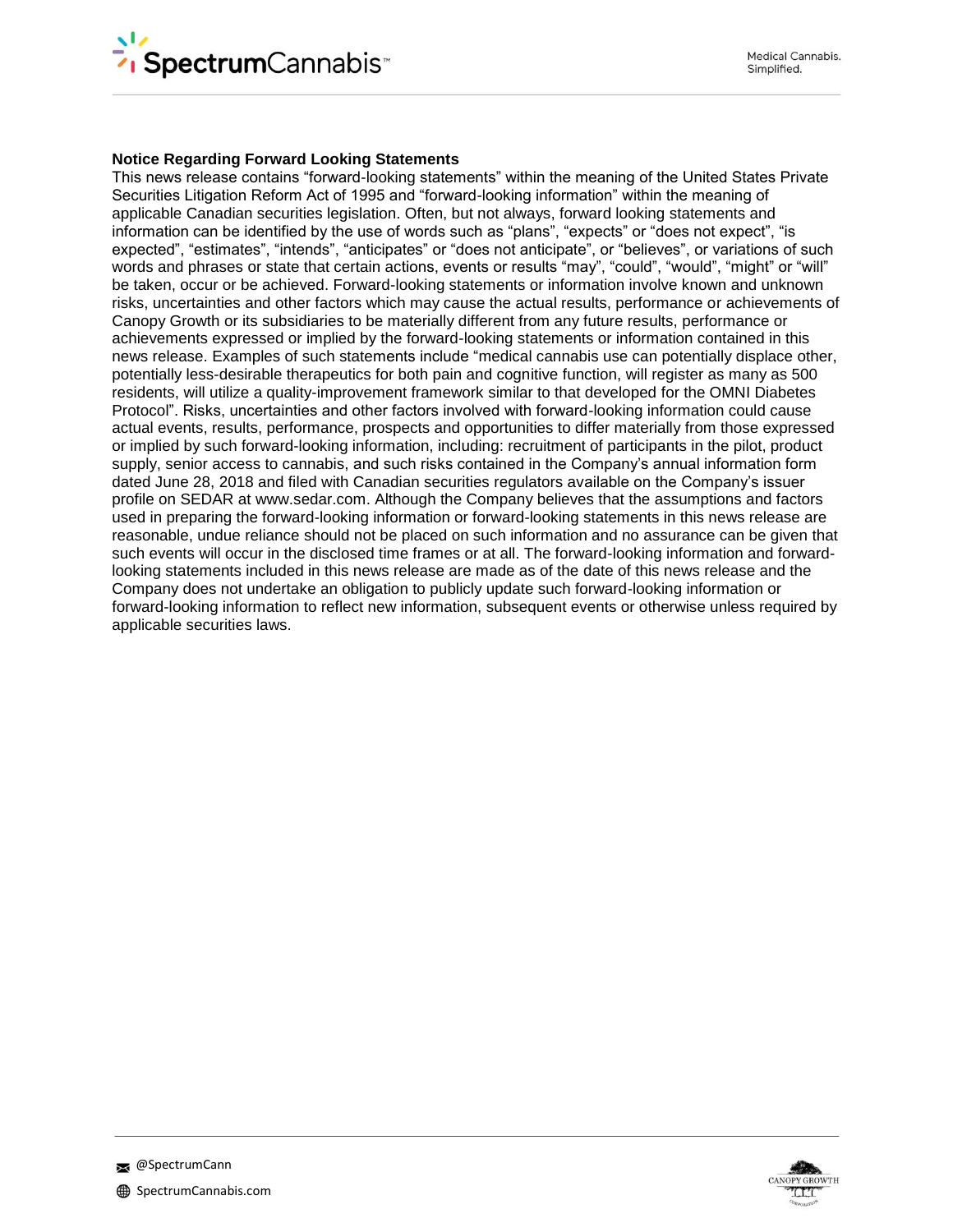**Notice Regarding Forward Looking Statements**

This news release contains “forward-looking statements” within the meaning of the United States Private Securities Litigation Reform Act of 1995 and “forward-looking information” within the meaning of applicable Canadian securities legislation. Often, but not always, forward looking statements and information can be identified by the use of words such as “plans”, “expects” or “does not expect”, “is expected”, “estimates”, “intends”, “anticipates” or “does not anticipate”, or “believes”, or variations of such words and phrases or state that certain actions, events or results “may”, “could”, “would”, “might” or “will” be taken, occur or be achieved. Forward-looking statements or information involve known and unknown risks, uncertainties and other factors which may cause the actual results, performance or achievements of Canopy Growth or its subsidiaries to be materially different from any future results, performance or achievements expressed or implied by the forward-looking statements or information contained in this news release. Examples of such statements include “medical cannabis use can potentially displace other, potentially less-desirable therapeutics for both pain and cognitive function, will register as many as 500 residents, will utilize a quality-improvement framework similar to that developed for the OMNI Diabetes Protocol”. Risks, uncertainties and other factors involved with forward-looking information could cause actual events, results, performance, prospects and opportunities to differ materially from those expressed or implied by such forward-looking information, including: recruitment of participants in the pilot, product supply, senior access to cannabis, and such risks contained in the Company’s annual information form dated June 28, 2018 and filed with Canadian securities regulators available on the Company’s issuer profile on SEDAR at www.sedar.com. Although the Company believes that the assumptions and factors used in preparing the forward-looking information or forward-looking statements in this news release are reasonable, undue reliance should not be placed on such information and no assurance can be given that such events will occur in the disclosed time frames or at all. The forward-looking information and forward-looking statements included in this news release are made as of the date of this news release and the Company does not undertake an obligation to publicly update such forward-looking information or forward-looking information to reflect new information, subsequent events or otherwise unless required by applicable securities laws.